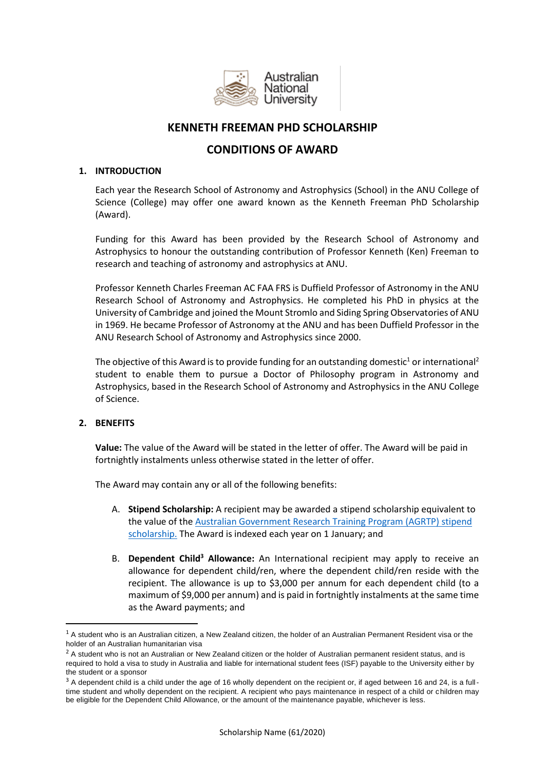# KENNETH FREEMAN PHD SCHOLARSHIP

# CONDITIONS OF AWARD

## 1. INTRODUCTION

Each year the Research School of Astronomy and Astrophysics (School) in the ANU College of Science (College) may offer one award known as the Kenneth Freeman PhD Scholarship (Award).

Funding for this Award has been provided by the Research School of Astronomy and Astrophysics to honour the outstanding contribution of Professor Kenneth (Ken) Freeman to research and teaching of astronomy and astrophysics at ANU.

Professor Kenneth Charles Freeman AC FAA FRS is Duffield Professor of Astronomy in the ANU Research School of Astronomy and Astrophysics. He completed his PhD in physics at the University of Cambridge and joined the Mount Stromlo and Siding Spring Observatories of ANU in 1969. He became Professor of Astronomy at the ANU and has been Duffield Professor in the ANU Research School of Astronomy and Astrophysics since 2000.

The objective of this Award is to provide funding for an outstanding domestic[1] or international[2] student to enable them to pursue a Doctor of Philosophy program in Astronomy and Astrophysics, based in the Research School of Astronomy and Astrophysics in the ANU College of Science.

## 2. BENEFITS

**Value:** The value of the Award will be stated in the letter of offer. The Award will be paid in fortnightly instalments unless otherwise stated in the letter of offer.

The Award may contain any or all of the following benefits:

A. **Stipend Scholarship:** A recipient may be awarded a stipend scholarship equivalent to the value of the Australian Government Research Training Program (AGRTP) stipend scholarship. The Award is indexed each year on 1 January; and

B. **Dependent Child[3] Allowance:** An International recipient may apply to receive an allowance for dependent child/ren, where the dependent child/ren reside with the recipient. The allowance is up to $3,000 per annum for each dependent child (to a maximum of $9,000 per annum) and is paid in fortnightly instalments at the same time as the Award payments; and

---

[1] A student who is an Australian citizen, a New Zealand citizen, the holder of an Australian Permanent Resident visa or the holder of an Australian humanitarian visa

[2] A student who is not an Australian or New Zealand citizen or the holder of Australian permanent resident status, and is required to hold a visa to study in Australia and liable for international student fees (ISF) payable to the University either by the student or a sponsor

[3] A dependent child is a child under the age of 16 wholly dependent on the recipient or, if aged between 16 and 24, is a full-time student and wholly dependent on the recipient. A recipient who pays maintenance in respect of a child or children may be eligible for the Dependent Child Allowance, or the amount of the maintenance payable, whichever is less.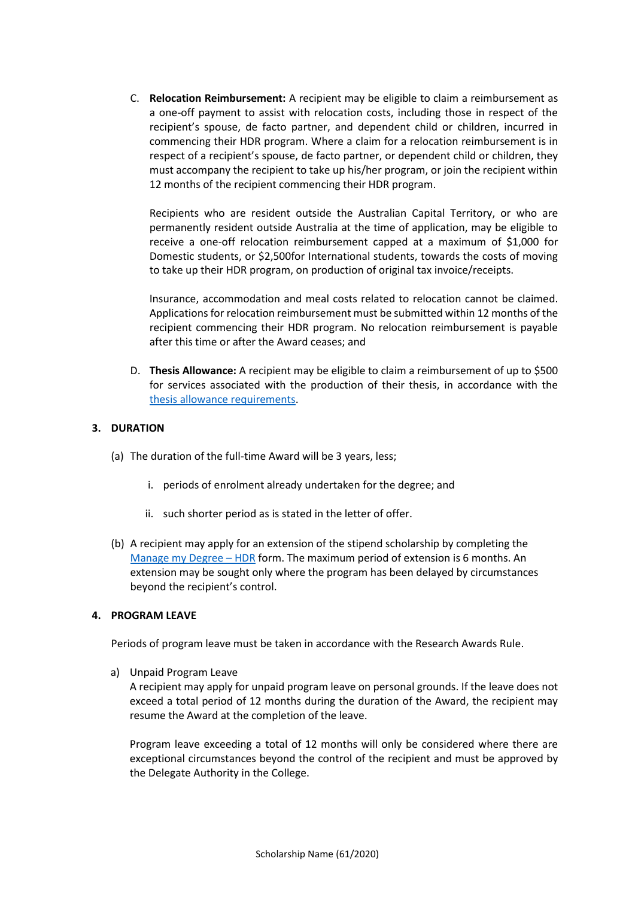C. **Relocation Reimbursement:** A recipient may be eligible to claim a reimbursement as a one-off payment to assist with relocation costs, including those in respect of the recipient's spouse, de facto partner, and dependent child or children, incurred in commencing their HDR program. Where a claim for a relocation reimbursement is in respect of a recipient's spouse, de facto partner, or dependent child or children, they must accompany the recipient to take up his/her program, or join the recipient within 12 months of the recipient commencing their HDR program.

   Recipients who are resident outside the Australian Capital Territory, or who are permanently resident outside Australia at the time of application, may be eligible to receive a one-off relocation reimbursement capped at a maximum of $1,000 for Domestic students, or $2,500for International students, towards the costs of moving to take up their HDR program, on production of original tax invoice/receipts.

   Insurance, accommodation and meal costs related to relocation cannot be claimed. Applications for relocation reimbursement must be submitted within 12 months of the recipient commencing their HDR program. No relocation reimbursement is payable after this time or after the Award ceases; and

D. **Thesis Allowance:** A recipient may be eligible to claim a reimbursement of up to $500 for services associated with the production of their thesis, in accordance with the [thesis allowance requirements](thesis allowance requirements).

## 3. DURATION

(a) The duration of the full-time Award will be 3 years, less;

   i. periods of enrolment already undertaken for the degree; and

   ii. such shorter period as is stated in the letter of offer.

(b) A recipient may apply for an extension of the stipend scholarship by completing the [Manage my Degree – HDR](Manage my Degree – HDR) form. The maximum period of extension is 6 months. An extension may be sought only where the program has been delayed by circumstances beyond the recipient's control.

## 4. PROGRAM LEAVE

Periods of program leave must be taken in accordance with the Research Awards Rule.

a) Unpaid Program Leave
   A recipient may apply for unpaid program leave on personal grounds. If the leave does not exceed a total period of 12 months during the duration of the Award, the recipient may resume the Award at the completion of the leave.

   Program leave exceeding a total of 12 months will only be considered where there are exceptional circumstances beyond the control of the recipient and must be approved by the Delegate Authority in the College.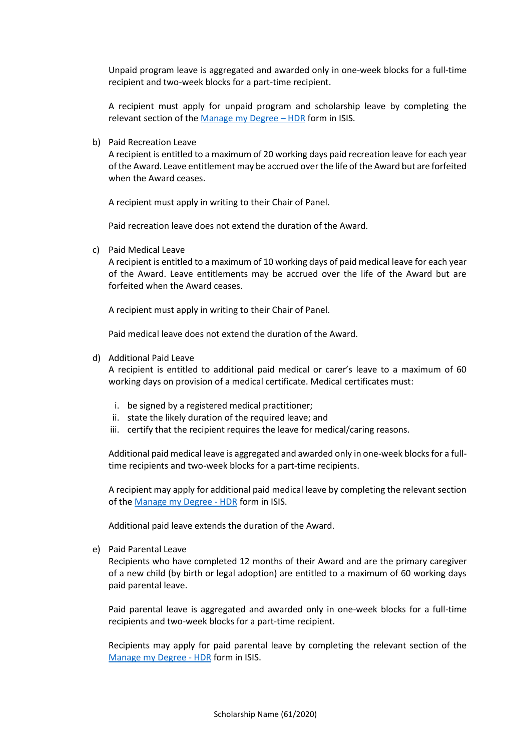Unpaid program leave is aggregated and awarded only in one-week blocks for a full-time recipient and two-week blocks for a part-time recipient.

A recipient must apply for unpaid program and scholarship leave by completing the relevant section of the [Manage my Degree – HDR]() form in ISIS.

b) Paid Recreation Leave
A recipient is entitled to a maximum of 20 working days paid recreation leave for each year of the Award. Leave entitlement may be accrued over the life of the Award but are forfeited when the Award ceases.

A recipient must apply in writing to their Chair of Panel.

Paid recreation leave does not extend the duration of the Award.

c) Paid Medical Leave
A recipient is entitled to a maximum of 10 working days of paid medical leave for each year of the Award. Leave entitlements may be accrued over the life of the Award but are forfeited when the Award ceases.

A recipient must apply in writing to their Chair of Panel.

Paid medical leave does not extend the duration of the Award.

d) Additional Paid Leave
A recipient is entitled to additional paid medical or carer's leave to a maximum of 60 working days on provision of a medical certificate. Medical certificates must:

i. be signed by a registered medical practitioner;
ii. state the likely duration of the required leave; and
iii. certify that the recipient requires the leave for medical/caring reasons.

Additional paid medical leave is aggregated and awarded only in one-week blocks for a full-time recipients and two-week blocks for a part-time recipients.

A recipient may apply for additional paid medical leave by completing the relevant section of the [Manage my Degree - HDR]() form in ISIS.

Additional paid leave extends the duration of the Award.

e) Paid Parental Leave
Recipients who have completed 12 months of their Award and are the primary caregiver of a new child (by birth or legal adoption) are entitled to a maximum of 60 working days paid parental leave.

Paid parental leave is aggregated and awarded only in one-week blocks for a full-time recipients and two-week blocks for a part-time recipient.

Recipients may apply for paid parental leave by completing the relevant section of the [Manage my Degree - HDR]() form in ISIS.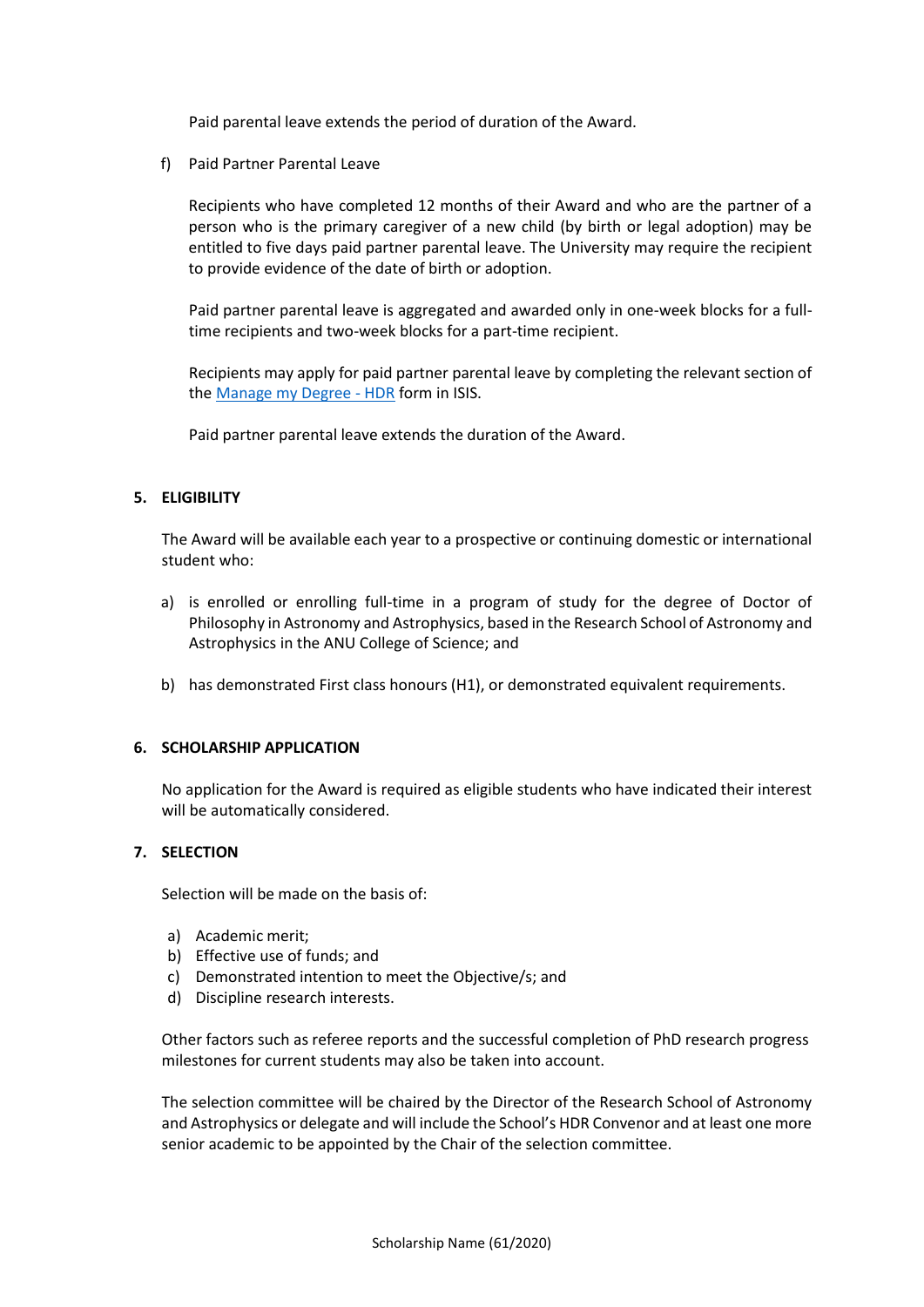Paid parental leave extends the period of duration of the Award.

f) Paid Partner Parental Leave

Recipients who have completed 12 months of their Award and who are the partner of a person who is the primary caregiver of a new child (by birth or legal adoption) may be entitled to five days paid partner parental leave. The University may require the recipient to provide evidence of the date of birth or adoption.

Paid partner parental leave is aggregated and awarded only in one-week blocks for a full-time recipients and two-week blocks for a part-time recipient.

Recipients may apply for paid partner parental leave by completing the relevant section of the [Manage my Degree - HDR] form in ISIS.

Paid partner parental leave extends the duration of the Award.

## 5. ELIGIBILITY

The Award will be available each year to a prospective or continuing domestic or international student who:

a) is enrolled or enrolling full-time in a program of study for the degree of Doctor of Philosophy in Astronomy and Astrophysics, based in the Research School of Astronomy and Astrophysics in the ANU College of Science; and

b) has demonstrated First class honours (H1), or demonstrated equivalent requirements.

## 6. SCHOLARSHIP APPLICATION

No application for the Award is required as eligible students who have indicated their interest will be automatically considered.

## 7. SELECTION

Selection will be made on the basis of:

a) Academic merit;
b) Effective use of funds; and
c) Demonstrated intention to meet the Objective/s; and
d) Discipline research interests.

Other factors such as referee reports and the successful completion of PhD research progress milestones for current students may also be taken into account.

The selection committee will be chaired by the Director of the Research School of Astronomy and Astrophysics or delegate and will include the School's HDR Convenor and at least one more senior academic to be appointed by the Chair of the selection committee.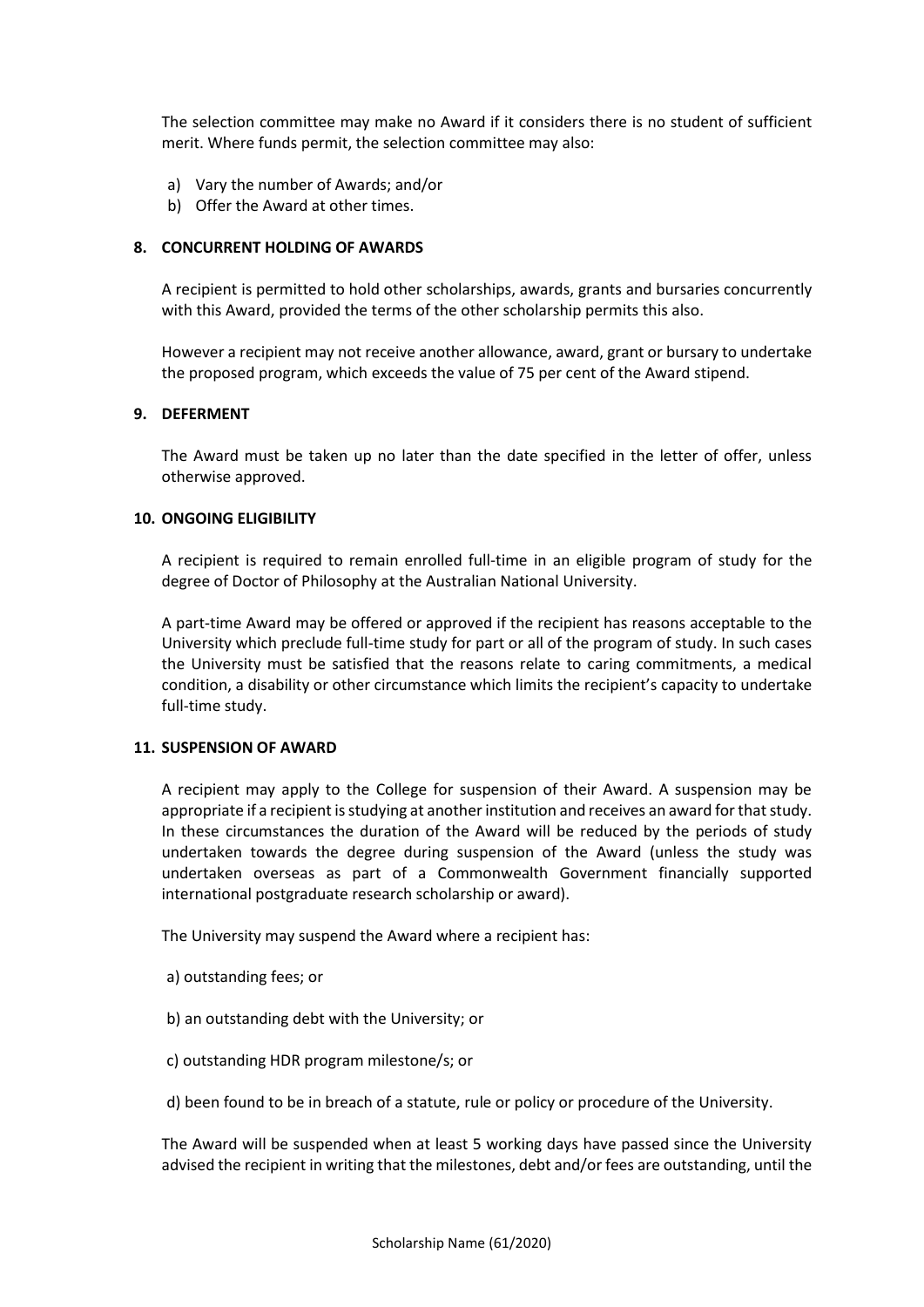The selection committee may make no Award if it considers there is no student of sufficient merit. Where funds permit, the selection committee may also:

a) Vary the number of Awards; and/or
b) Offer the Award at other times.

## 8. CONCURRENT HOLDING OF AWARDS

A recipient is permitted to hold other scholarships, awards, grants and bursaries concurrently with this Award, provided the terms of the other scholarship permits this also.

However a recipient may not receive another allowance, award, grant or bursary to undertake the proposed program, which exceeds the value of 75 per cent of the Award stipend.

## 9. DEFERMENT

The Award must be taken up no later than the date specified in the letter of offer, unless otherwise approved.

## 10. ONGOING ELIGIBILITY

A recipient is required to remain enrolled full-time in an eligible program of study for the degree of Doctor of Philosophy at the Australian National University.

A part-time Award may be offered or approved if the recipient has reasons acceptable to the University which preclude full-time study for part or all of the program of study. In such cases the University must be satisfied that the reasons relate to caring commitments, a medical condition, a disability or other circumstance which limits the recipient's capacity to undertake full-time study.

## 11. SUSPENSION OF AWARD

A recipient may apply to the College for suspension of their Award. A suspension may be appropriate if a recipient is studying at another institution and receives an award for that study. In these circumstances the duration of the Award will be reduced by the periods of study undertaken towards the degree during suspension of the Award (unless the study was undertaken overseas as part of a Commonwealth Government financially supported international postgraduate research scholarship or award).

The University may suspend the Award where a recipient has:

a) outstanding fees; or

b) an outstanding debt with the University; or

c) outstanding HDR program milestone/s; or

d) been found to be in breach of a statute, rule or policy or procedure of the University.

The Award will be suspended when at least 5 working days have passed since the University advised the recipient in writing that the milestones, debt and/or fees are outstanding, until the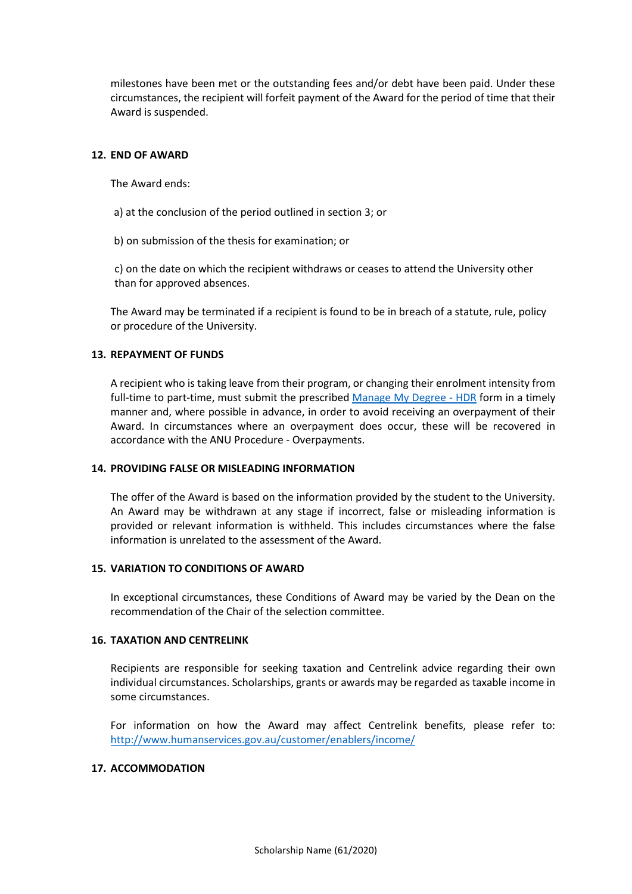milestones have been met or the outstanding fees and/or debt have been paid. Under these circumstances, the recipient will forfeit payment of the Award for the period of time that their Award is suspended.

## 12. END OF AWARD

The Award ends:

a) at the conclusion of the period outlined in section 3; or

b) on submission of the thesis for examination; or

c) on the date on which the recipient withdraws or ceases to attend the University other than for approved absences.

The Award may be terminated if a recipient is found to be in breach of a statute, rule, policy or procedure of the University.

## 13. REPAYMENT OF FUNDS

A recipient who is taking leave from their program, or changing their enrolment intensity from full-time to part-time, must submit the prescribed [Manage My Degree - HDR]() form in a timely manner and, where possible in advance, in order to avoid receiving an overpayment of their Award. In circumstances where an overpayment does occur, these will be recovered in accordance with the ANU Procedure - Overpayments.

## 14. PROVIDING FALSE OR MISLEADING INFORMATION

The offer of the Award is based on the information provided by the student to the University. An Award may be withdrawn at any stage if incorrect, false or misleading information is provided or relevant information is withheld. This includes circumstances where the false information is unrelated to the assessment of the Award.

## 15. VARIATION TO CONDITIONS OF AWARD

In exceptional circumstances, these Conditions of Award may be varied by the Dean on the recommendation of the Chair of the selection committee.

## 16. TAXATION AND CENTRELINK

Recipients are responsible for seeking taxation and Centrelink advice regarding their own individual circumstances. Scholarships, grants or awards may be regarded as taxable income in some circumstances.

For information on how the Award may affect Centrelink benefits, please refer to: [http://www.humanservices.gov.au/customer/enablers/income/](http://www.humanservices.gov.au/customer/enablers/income/)

## 17. ACCOMMODATION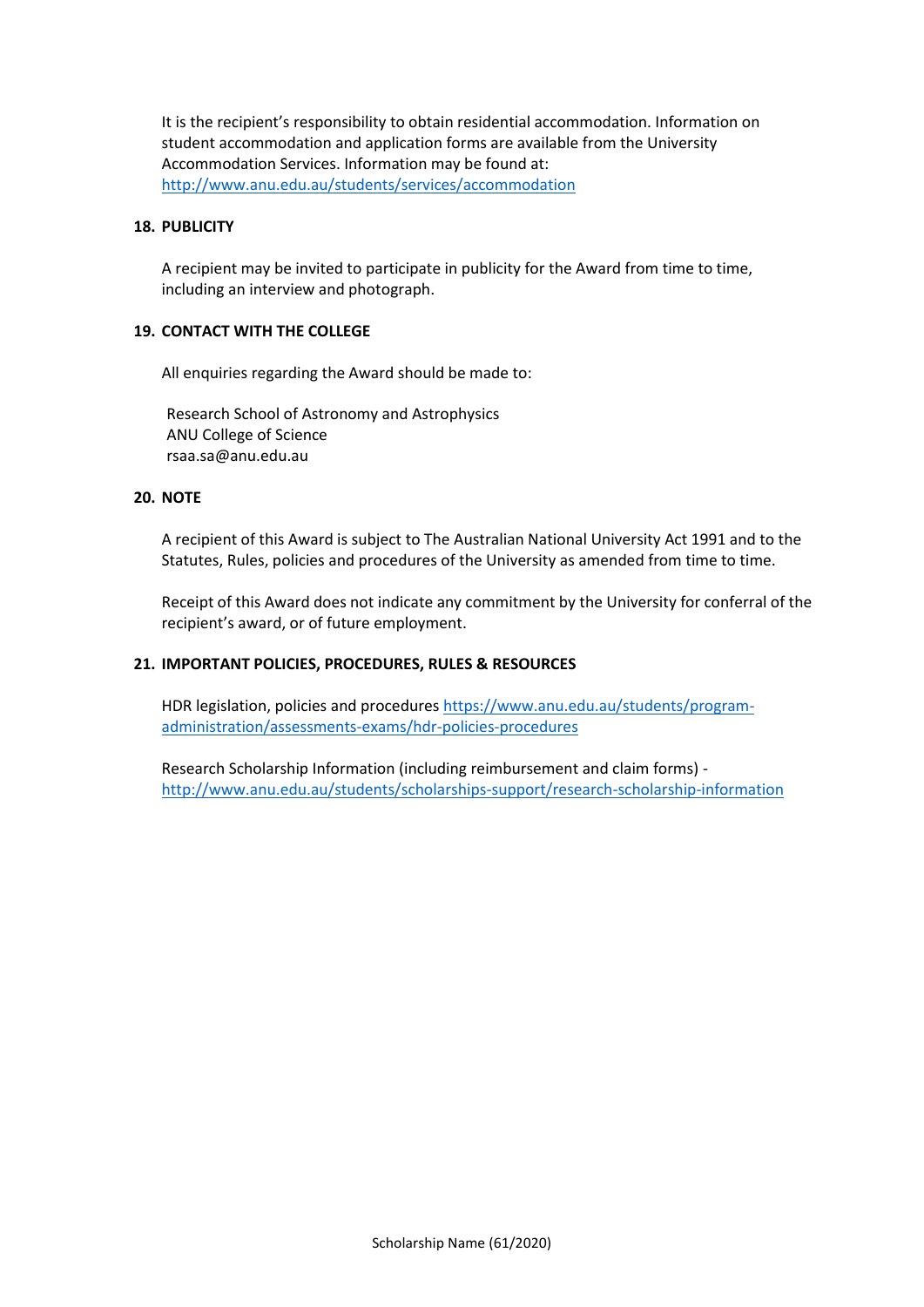It is the recipient's responsibility to obtain residential accommodation. Information on student accommodation and application forms are available from the University Accommodation Services. Information may be found at: http://www.anu.edu.au/students/services/accommodation

## 18. PUBLICITY

A recipient may be invited to participate in publicity for the Award from time to time, including an interview and photograph.

## 19. CONTACT WITH THE COLLEGE

All enquiries regarding the Award should be made to:

Research School of Astronomy and Astrophysics
ANU College of Science
rsaa.sa@anu.edu.au

## 20. NOTE

A recipient of this Award is subject to The Australian National University Act 1991 and to the Statutes, Rules, policies and procedures of the University as amended from time to time.

Receipt of this Award does not indicate any commitment by the University for conferral of the recipient's award, or of future employment.

## 21. IMPORTANT POLICIES, PROCEDURES, RULES & RESOURCES

HDR legislation, policies and procedures https://www.anu.edu.au/students/program-administration/assessments-exams/hdr-policies-procedures

Research Scholarship Information (including reimbursement and claim forms) - http://www.anu.edu.au/students/scholarships-support/research-scholarship-information